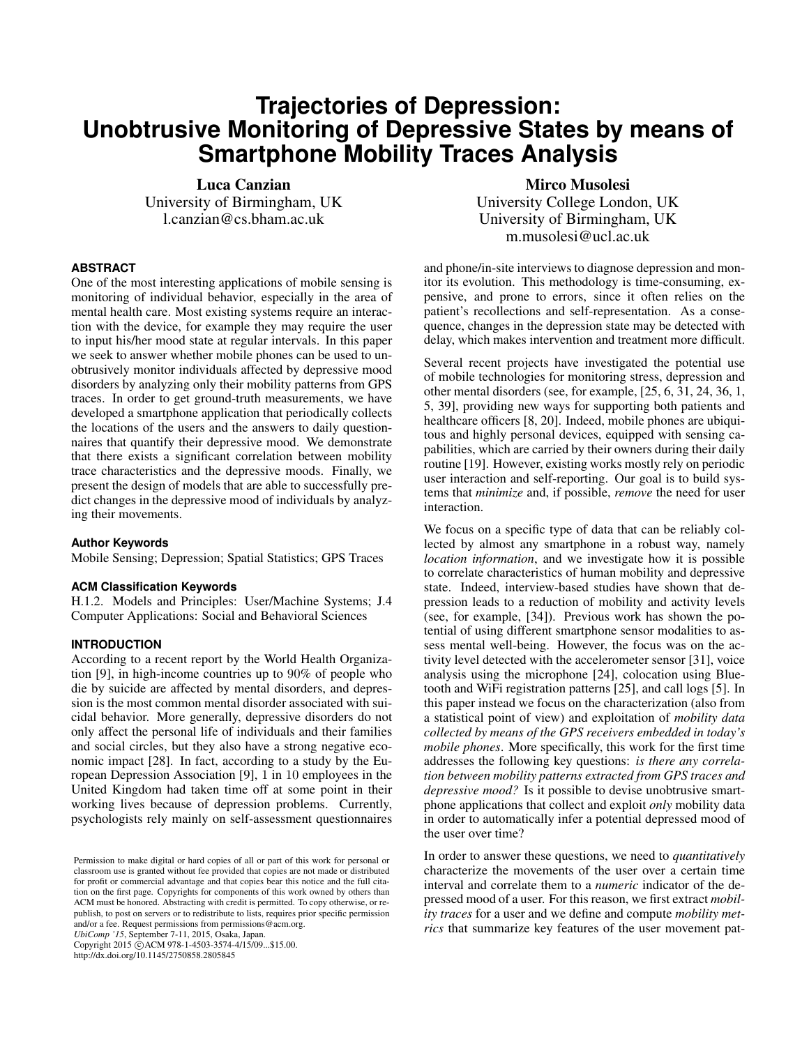# Trajectories of Depression: Unobtrusive Monitoring of Depressive States by means of Smartphone Mobility Traces Analysis

**Luca Canzian**
University of Birmingham, UK
l.canzian@cs.bham.ac.uk

**Mirco Musolesi**
University College London, UK
University of Birmingham, UK
m.musolesi@ucl.ac.uk

## ABSTRACT

One of the most interesting applications of mobile sensing is monitoring of individual behavior, especially in the area of mental health care. Most existing systems require an interaction with the device, for example they may require the user to input his/her mood state at regular intervals. In this paper we seek to answer whether mobile phones can be used to unobtrusively monitor individuals affected by depressive mood disorders by analyzing only their mobility patterns from GPS traces. In order to get ground-truth measurements, we have developed a smartphone application that periodically collects the locations of the users and the answers to daily questionnaires that quantify their depressive mood. We demonstrate that there exists a significant correlation between mobility trace characteristics and the depressive moods. Finally, we present the design of models that are able to successfully predict changes in the depressive mood of individuals by analyzing their movements.

### Author Keywords

Mobile Sensing; Depression; Spatial Statistics; GPS Traces

### ACM Classification Keywords

H.1.2. Models and Principles: User/Machine Systems; J.4 Computer Applications: Social and Behavioral Sciences

## INTRODUCTION

According to a recent report by the World Health Organization [9], in high-income countries up to $90\%$ of people who die by suicide are affected by mental disorders, and depression is the most common mental disorder associated with suicidal behavior. More generally, depressive disorders do not only affect the personal life of individuals and their families and social circles, but they also have a strong negative economic impact [28]. In fact, according to a study by the European Depression Association [9], $1$ in $10$ employees in the United Kingdom had taken time off at some point in their working lives because of depression problems. Currently, psychologists rely mainly on self-assessment questionnaires and phone/in-site interviews to diagnose depression and monitor its evolution. This methodology is time-consuming, expensive, and prone to errors, since it often relies on the patient's recollections and self-representation. As a consequence, changes in the depression state may be detected with delay, which makes intervention and treatment more difficult.

Several recent projects have investigated the potential use of mobile technologies for monitoring stress, depression and other mental disorders (see, for example, [25, 6, 31, 24, 36, 1, 5, 39], providing new ways for supporting both patients and healthcare officers [8, 20]. Indeed, mobile phones are ubiquitous and highly personal devices, equipped with sensing capabilities, which are carried by their owners during their daily routine [19]. However, existing works mostly rely on periodic user interaction and self-reporting. Our goal is to build systems that *minimize* and, if possible, *remove* the need for user interaction.

We focus on a specific type of data that can be reliably collected by almost any smartphone in a robust way, namely *location information*, and we investigate how it is possible to correlate characteristics of human mobility and depressive state. Indeed, interview-based studies have shown that depression leads to a reduction of mobility and activity levels (see, for example, [34]). Previous work has shown the potential of using different smartphone sensor modalities to assess mental well-being. However, the focus was on the activity level detected with the accelerometer sensor [31], voice analysis using the microphone [24], colocation using Bluetooth and WiFi registration patterns [25], and call logs [5]. In this paper instead we focus on the characterization (also from a statistical point of view) and exploitation of *mobility data collected by means of the GPS receivers embedded in today's mobile phones*. More specifically, this work for the first time addresses the following key questions: *is there any correlation between mobility patterns extracted from GPS traces and depressive mood?* Is it possible to devise unobtrusive smartphone applications that collect and exploit *only* mobility data in order to automatically infer a potential depressed mood of the user over time?

In order to answer these questions, we need to *quantitatively* characterize the movements of the user over a certain time interval and correlate them to a *numeric* indicator of the depressed mood of a user. For this reason, we first extract *mobility traces* for a user and we define and compute *mobility metrics* that summarize key features of the user movement pat-

Permission to make digital or hard copies of all or part of this work for personal or classroom use is granted without fee provided that copies are not made or distributed for profit or commercial advantage and that copies bear this notice and the full citation on the first page. Copyrights for components of this work owned by others than ACM must be honored. Abstracting with credit is permitted. To copy otherwise, or republish, to post on servers or to redistribute to lists, requires prior specific permission and/or a fee. Request permissions from permissions@acm.org.
*UbiComp '15*, September 7-11, 2015, Osaka, Japan.
Copyright 2015 ©ACM 978-1-4503-3574-4/15/09...$15.00.
http://dx.doi.org/10.1145/2750858.2805845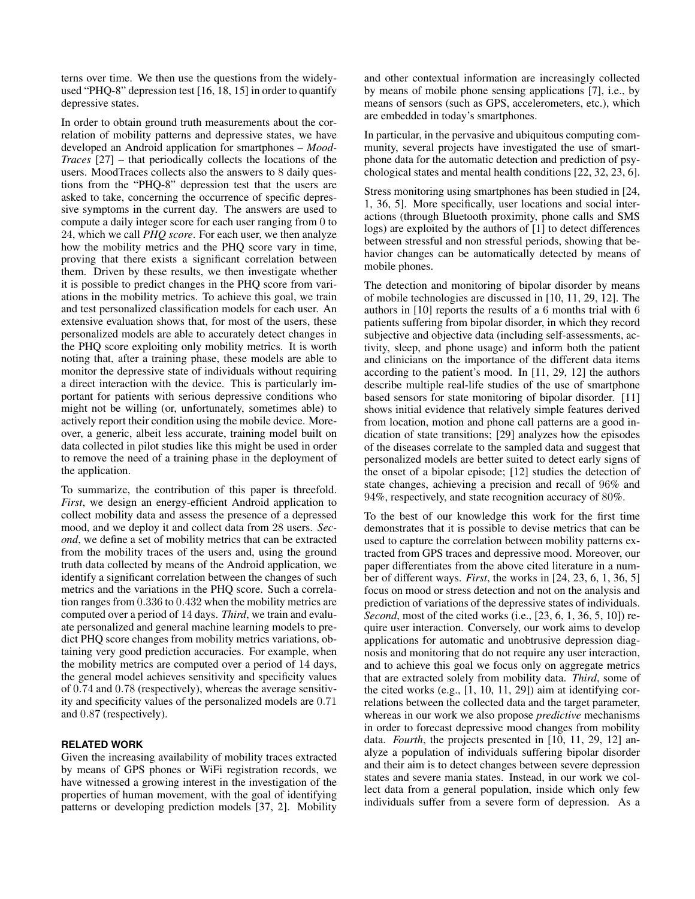terns over time. We then use the questions from the widely-used "PHQ-8" depression test [16, 18, 15] in order to quantify depressive states.

In order to obtain ground truth measurements about the correlation of mobility patterns and depressive states, we have developed an Android application for smartphones – *MoodTraces* [27] – that periodically collects the locations of the users. MoodTraces collects also the answers to 8 daily questions from the "PHQ-8" depression test that the users are asked to take, concerning the occurrence of specific depressive symptoms in the current day. The answers are used to compute a daily integer score for each user ranging from 0 to 24, which we call *PHQ score*. For each user, we then analyze how the mobility metrics and the PHQ score vary in time, proving that there exists a significant correlation between them. Driven by these results, we then investigate whether it is possible to predict changes in the PHQ score from variations in the mobility metrics. To achieve this goal, we train and test personalized classification models for each user. An extensive evaluation shows that, for most of the users, these personalized models are able to accurately detect changes in the PHQ score exploiting only mobility metrics. It is worth noting that, after a training phase, these models are able to monitor the depressive state of individuals without requiring a direct interaction with the device. This is particularly important for patients with serious depressive conditions who might not be willing (or, unfortunately, sometimes able) to actively report their condition using the mobile device. Moreover, a generic, albeit less accurate, training model built on data collected in pilot studies like this might be used in order to remove the need of a training phase in the deployment of the application.

To summarize, the contribution of this paper is threefold. *First*, we design an energy-efficient Android application to collect mobility data and assess the presence of a depressed mood, and we deploy it and collect data from 28 users. *Second*, we define a set of mobility metrics that can be extracted from the mobility traces of the users and, using the ground truth data collected by means of the Android application, we identify a significant correlation between the changes of such metrics and the variations in the PHQ score. Such a correlation ranges from 0.336 to 0.432 when the mobility metrics are computed over a period of 14 days. *Third*, we train and evaluate personalized and general machine learning models to predict PHQ score changes from mobility metrics variations, obtaining very good prediction accuracies. For example, when the mobility metrics are computed over a period of 14 days, the general model achieves sensitivity and specificity values of 0.74 and 0.78 (respectively), whereas the average sensitivity and specificity values of the personalized models are 0.71 and 0.87 (respectively).

## RELATED WORK

Given the increasing availability of mobility traces extracted by means of GPS phones or WiFi registration records, we have witnessed a growing interest in the investigation of the properties of human movement, with the goal of identifying patterns or developing prediction models [37, 2]. Mobility and other contextual information are increasingly collected by means of mobile phone sensing applications [7], i.e., by means of sensors (such as GPS, accelerometers, etc.), which are embedded in today's smartphones.

In particular, in the pervasive and ubiquitous computing community, several projects have investigated the use of smartphone data for the automatic detection and prediction of psychological states and mental health conditions [22, 32, 23, 6].

Stress monitoring using smartphones has been studied in [24, 1, 36, 5]. More specifically, user locations and social interactions (through Bluetooth proximity, phone calls and SMS logs) are exploited by the authors of [1] to detect differences between stressful and non stressful periods, showing that behavior changes can be automatically detected by means of mobile phones.

The detection and monitoring of bipolar disorder by means of mobile technologies are discussed in [10, 11, 29, 12]. The authors in [10] reports the results of a 6 months trial with 6 patients suffering from bipolar disorder, in which they record subjective and objective data (including self-assessments, activity, sleep, and phone usage) and inform both the patient and clinicians on the importance of the different data items according to the patient's mood. In [11, 29, 12] the authors describe multiple real-life studies of the use of smartphone based sensors for state monitoring of bipolar disorder. [11] shows initial evidence that relatively simple features derived from location, motion and phone call patterns are a good indication of state transitions; [29] analyzes how the episodes of the diseases correlate to the sampled data and suggest that personalized models are better suited to detect early signs of the onset of a bipolar episode; [12] studies the detection of state changes, achieving a precision and recall of 96% and 94%, respectively, and state recognition accuracy of 80%.

To the best of our knowledge this work for the first time demonstrates that it is possible to devise metrics that can be used to capture the correlation between mobility patterns extracted from GPS traces and depressive mood. Moreover, our paper differentiates from the above cited literature in a number of different ways. *First*, the works in [24, 23, 6, 1, 36, 5] focus on mood or stress detection and not on the analysis and prediction of variations of the depressive states of individuals. *Second*, most of the cited works (i.e., [23, 6, 1, 36, 5, 10]) require user interaction. Conversely, our work aims to develop applications for automatic and unobtrusive depression diagnosis and monitoring that do not require any user interaction, and to achieve this goal we focus only on aggregate metrics that are extracted solely from mobility data. *Third*, some of the cited works (e.g., [1, 10, 11, 29]) aim at identifying correlations between the collected data and the target parameter, whereas in our work we also propose *predictive* mechanisms in order to forecast depressive mood changes from mobility data. *Fourth*, the projects presented in [10, 11, 29, 12] analyze a population of individuals suffering bipolar disorder and their aim is to detect changes between severe depression states and severe mania states. Instead, in our work we collect data from a general population, inside which only few individuals suffer from a severe form of depression. As a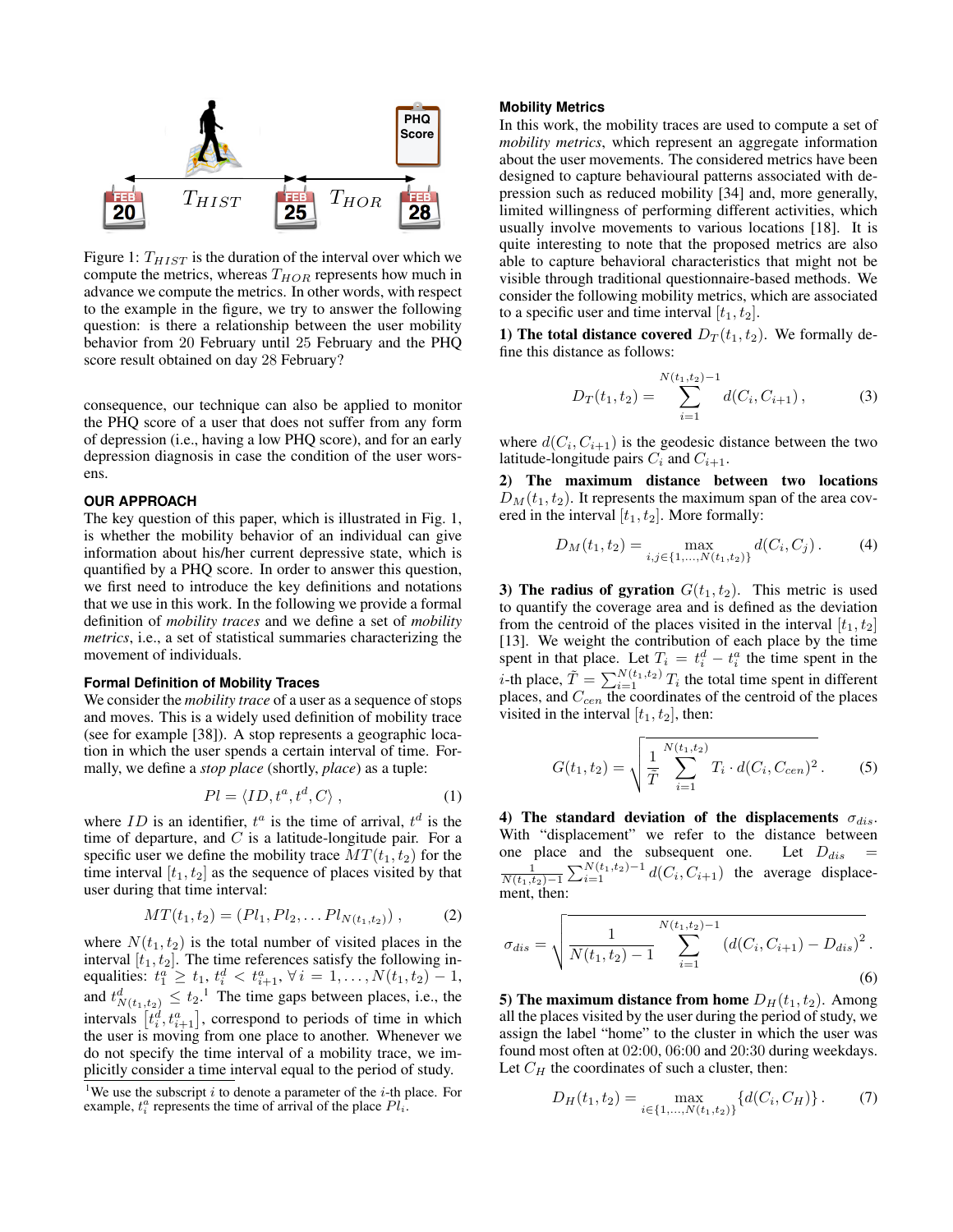Figure 1: $T_{HIST}$ is the duration of the interval over which we compute the metrics, whereas $T_{HOR}$ represents how much in advance we compute the metrics. In other words, with respect to the example in the figure, we try to answer the following question: is there a relationship between the user mobility behavior from 20 February until 25 February and the PHQ score result obtained on day 28 February?

consequence, our technique can also be applied to monitor the PHQ score of a user that does not suffer from any form of depression (i.e., having a low PHQ score), and for an early depression diagnosis in case the condition of the user worsens.

## OUR APPROACH

The key question of this paper, which is illustrated in Fig. 1, is whether the mobility behavior of an individual can give information about his/her current depressive state, which is quantified by a PHQ score. In order to answer this question, we first need to introduce the key definitions and notations that we use in this work. In the following we provide a formal definition of *mobility traces* and we define a set of *mobility metrics*, i.e., a set of statistical summaries characterizing the movement of individuals.

### Formal Definition of Mobility Traces

We consider the *mobility trace* of a user as a sequence of stops and moves. This is a widely used definition of mobility trace (see for example [38]). A stop represents a geographic location in which the user spends a certain interval of time. Formally, we define a *stop place* (shortly, *place*) as a tuple:

$$Pl = \langle ID, t^a, t^d, C \rangle \,, \tag{1}$$

where $ID$ is an identifier, $t^a$ is the time of arrival, $t^d$ is the time of departure, and $C$ is a latitude-longitude pair. For a specific user we define the mobility trace $MT(t_1, t_2)$ for the time interval $[t_1, t_2]$ as the sequence of places visited by that user during that time interval:

$$MT(t_1, t_2) = (Pl_1, Pl_2, \ldots Pl_{N(t_1,t_2)}) \,, \tag{2}$$

where $N(t_1, t_2)$ is the total number of visited places in the interval $[t_1, t_2]$. The time references satisfy the following inequalities: $t_1^a \geq t_1$, $t_i^d < t_{i+1}^a$, $\forall\, i = 1, \ldots, N(t_1, t_2) - 1$, and $t^d_{N(t_1,t_2)} \leq t_2$.[1] The time gaps between places, i.e., the intervals $\left[t_i^d, t_{i+1}^a\right]$, correspond to periods of time in which the user is moving from one place to another. Whenever we do not specify the time interval of a mobility trace, we implicitly consider a time interval equal to the period of study.

[1] We use the subscript $i$ to denote a parameter of the $i$-th place. For example, $t_i^a$ represents the time of arrival of the place $Pl_i$.

### Mobility Metrics

In this work, the mobility traces are used to compute a set of *mobility metrics*, which represent an aggregate information about the user movements. The considered metrics have been designed to capture behavioural patterns associated with depression such as reduced mobility [34] and, more generally, limited willingness of performing different activities, which usually involve movements to various locations [18]. It is quite interesting to note that the proposed metrics are also able to capture behavioral characteristics that might not be visible through traditional questionnaire-based methods. We consider the following mobility metrics, which are associated to a specific user and time interval $[t_1, t_2]$.

**1) The total distance covered** $D_T(t_1, t_2)$. We formally define this distance as follows:

$$D_T(t_1, t_2) = \sum_{i=1}^{N(t_1,t_2)-1} d(C_i, C_{i+1}) \,, \tag{3}$$

where $d(C_i, C_{i+1})$ is the geodesic distance between the two latitude-longitude pairs $C_i$ and $C_{i+1}$.

**2) The maximum distance between two locations** $D_M(t_1, t_2)$. It represents the maximum span of the area covered in the interval $[t_1, t_2]$. More formally:

$$D_M(t_1, t_2) = \max_{i,j \in \{1,\ldots,N(t_1,t_2)\}} d(C_i, C_j) \,. \tag{4}$$

**3) The radius of gyration** $G(t_1, t_2)$. This metric is used to quantify the coverage area and is defined as the deviation from the centroid of the places visited in the interval $[t_1, t_2]$ [13]. We weight the contribution of each place by the time spent in that place. Let $T_i = t_i^d - t_i^a$ the time spent in the $i$-th place, $\tilde{T} = \sum_{i=1}^{N(t_1,t_2)} T_i$ the total time spent in different places, and $C_{cen}$ the coordinates of the centroid of the places visited in the interval $[t_1, t_2]$, then:

$$G(t_1, t_2) = \sqrt{\frac{1}{\tilde{T}} \sum_{i=1}^{N(t_1,t_2)} T_i \cdot d(C_i, C_{cen})^2} \,. \tag{5}$$

**4) The standard deviation of the displacements** $\sigma_{dis}$. With "displacement" we refer to the distance between one place and the subsequent one. Let $D_{dis} = \frac{1}{N(t_1,t_2)-1} \sum_{i=1}^{N(t_1,t_2)-1} d(C_i, C_{i+1})$ the average displacement, then:

$$\sigma_{dis} = \sqrt{\frac{1}{N(t_1,t_2)-1} \sum_{i=1}^{N(t_1,t_2)-1} \left(d(C_i, C_{i+1}) - D_{dis}\right)^2} \,. \tag{6}$$

**5) The maximum distance from home** $D_H(t_1, t_2)$. Among all the places visited by the user during the period of study, we assign the label "home" to the cluster in which the user was found most often at 02:00, 06:00 and 20:30 during weekdays. Let $C_H$ the coordinates of such a cluster, then:

$$D_H(t_1, t_2) = \max_{i \in \{1,\ldots,N(t_1,t_2)\}} \{d(C_i, C_H)\} \,. \tag{7}$$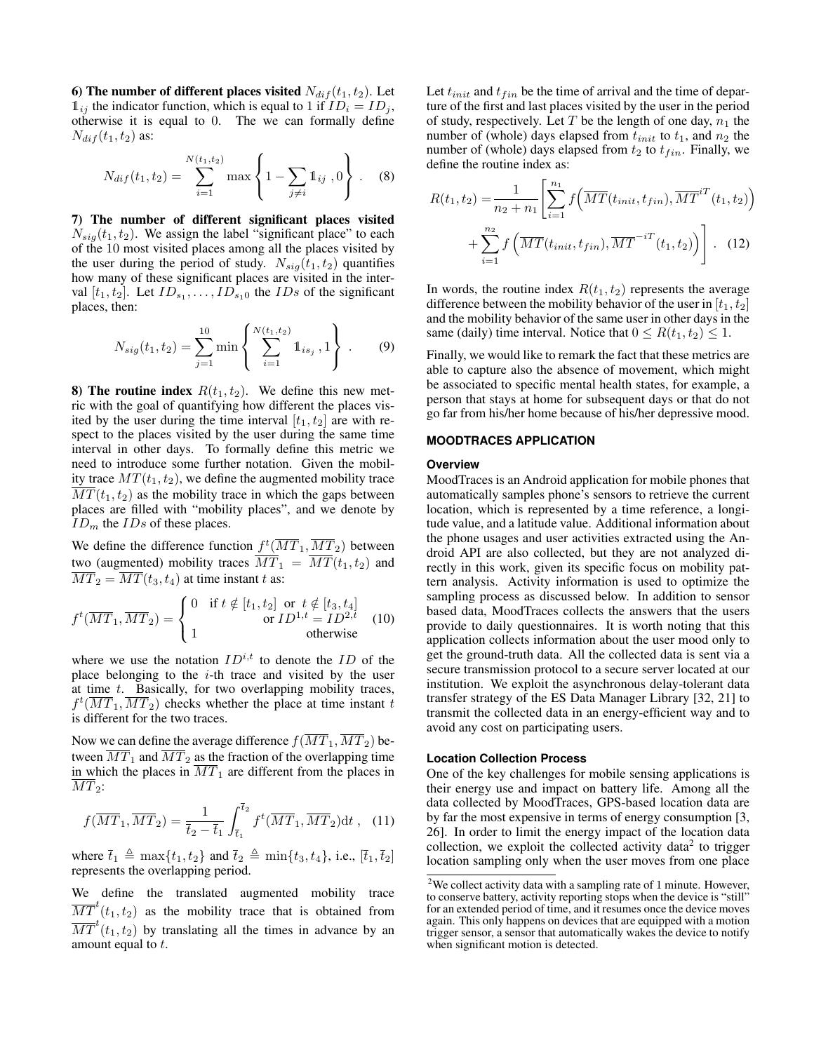**6) The number of different places visited** $N_{dif}(t_1, t_2)$. Let $\mathbb{1}_{ij}$ the indicator function, which is equal to 1 if $ID_i = ID_j$, otherwise it is equal to 0. The we can formally define $N_{dif}(t_1, t_2)$ as:

$$N_{dif}(t_1, t_2) = \sum_{i=1}^{N(t_1,t_2)} \max\left\{1 - \sum_{j \neq i} \mathbb{1}_{ij}\ , 0\right\} . \quad (8)$$

**7) The number of different significant places visited** $N_{sig}(t_1, t_2)$. We assign the label "significant place" to each of the 10 most visited places among all the places visited by the user during the period of study. $N_{sig}(t_1, t_2)$ quantifies how many of these significant places are visited in the interval $[t_1, t_2]$. Let $ID_{s_1}, \ldots, ID_{s_10}$ the $IDs$ of the significant places, then:

$$N_{sig}(t_1, t_2) = \sum_{j=1}^{10} \min\left\{\sum_{i=1}^{N(t_1,t_2)} \mathbb{1}_{is_j}\ , 1\right\} . \quad (9)$$

**8) The routine index** $R(t_1, t_2)$. We define this new metric with the goal of quantifying how different the places visited by the user during the time interval $[t_1, t_2]$ are with respect to the places visited by the user during the same time interval in other days. To formally define this metric we need to introduce some further notation. Given the mobility trace $MT(t_1, t_2)$, we define the augmented mobility trace $\overline{MT}(t_1, t_2)$ as the mobility trace in which the gaps between places are filled with "mobility places", and we denote by $ID_m$ the $IDs$ of these places.

We define the difference function $f^t(\overline{MT}_1, \overline{MT}_2)$ between two (augmented) mobility traces $\overline{MT}_1 = \overline{MT}(t_1, t_2)$ and $\overline{MT}_2 = \overline{MT}(t_3, t_4)$ at time instant $t$ as:

$$f^t(\overline{MT}_1, \overline{MT}_2) = \begin{cases} 0 & \text{if } t \notin [t_1, t_2] \text{ or } t \notin [t_3, t_4] \\ & \text{or } ID^{1,t} = ID^{2,t} \\ 1 & \text{otherwise} \end{cases} \quad (10)$$

where we use the notation $ID^{i,t}$ to denote the $ID$ of the place belonging to the $i$-th trace and visited by the user at time $t$. Basically, for two overlapping mobility traces, $f^t(\overline{MT}_1, \overline{MT}_2)$ checks whether the place at time instant $t$ is different for the two traces.

Now we can define the average difference $f(\overline{MT}_1, \overline{MT}_2)$ between $\overline{MT}_1$ and $\overline{MT}_2$ as the fraction of the overlapping time in which the places in $\overline{MT}_1$ are different from the places in $\overline{MT}_2$:

$$f(\overline{MT}_1, \overline{MT}_2) = \frac{1}{\overline{t}_2 - \overline{t}_1} \int_{\overline{t}_1}^{\overline{t}_2} f^t(\overline{MT}_1, \overline{MT}_2)\mathrm{d}t\ , \quad (11)$$

where $\overline{t}_1 \triangleq \max\{t_1, t_2\}$ and $\overline{t}_2 \triangleq \min\{t_3, t_4\}$, i.e., $[\overline{t}_1, \overline{t}_2]$ represents the overlapping period.

We define the translated augmented mobility trace $\overline{MT}^t(t_1, t_2)$ as the mobility trace that is obtained from $\overline{MT}^t(t_1, t_2)$ by translating all the times in advance by an amount equal to $t$.

Let $t_{init}$ and $t_{fin}$ be the time of arrival and the time of departure of the first and last places visited by the user in the period of study, respectively. Let $T$ be the length of one day, $n_1$ the number of (whole) days elapsed from $t_{init}$ to $t_1$, and $n_2$ the number of (whole) days elapsed from $t_2$ to $t_{fin}$. Finally, we define the routine index as:

$$R(t_1, t_2) = \frac{1}{n_2 + n_1}\left[\sum_{i=1}^{n_1} f\Big(\overline{MT}(t_{init}, t_{fin}), \overline{MT}^{iT}(t_1, t_2)\Big) + \sum_{i=1}^{n_2} f\left(\overline{MT}(t_{init}, t_{fin}), \overline{MT}^{-iT}(t_1, t_2)\right)\right] . \quad (12)$$

In words, the routine index $R(t_1, t_2)$ represents the average difference between the mobility behavior of the user in $[t_1, t_2]$ and the mobility behavior of the same user in other days in the same (daily) time interval. Notice that $0 \leq R(t_1, t_2) \leq 1$.

Finally, we would like to remark the fact that these metrics are able to capture also the absence of movement, which might be associated to specific mental health states, for example, a person that stays at home for subsequent days or that do not go far from his/her home because of his/her depressive mood.

## MOODTRACES APPLICATION

### Overview

MoodTraces is an Android application for mobile phones that automatically samples phone's sensors to retrieve the current location, which is represented by a time reference, a longitude value, and a latitude value. Additional information about the phone usages and user activities extracted using the Android API are also collected, but they are not analyzed directly in this work, given its specific focus on mobility pattern analysis. Activity information is used to optimize the sampling process as discussed below. In addition to sensor based data, MoodTraces collects the answers that the users provide to daily questionnaires. It is worth noting that this application collects information about the user mood only to get the ground-truth data. All the collected data is sent via a secure transmission protocol to a secure server located at our institution. We exploit the asynchronous delay-tolerant data transfer strategy of the ES Data Manager Library [32, 21] to transmit the collected data in an energy-efficient way and to avoid any cost on participating users.

### Location Collection Process

One of the key challenges for mobile sensing applications is their energy use and impact on battery life. Among all the data collected by MoodTraces, GPS-based location data are by far the most expensive in terms of energy consumption [3, 26]. In order to limit the energy impact of the location data collection, we exploit the collected activity data[2] to trigger location sampling only when the user moves from one place

[2] We collect activity data with a sampling rate of 1 minute. However, to conserve battery, activity reporting stops when the device is "still" for an extended period of time, and it resumes once the device moves again. This only happens on devices that are equipped with a motion trigger sensor, a sensor that automatically wakes the device to notify when significant motion is detected.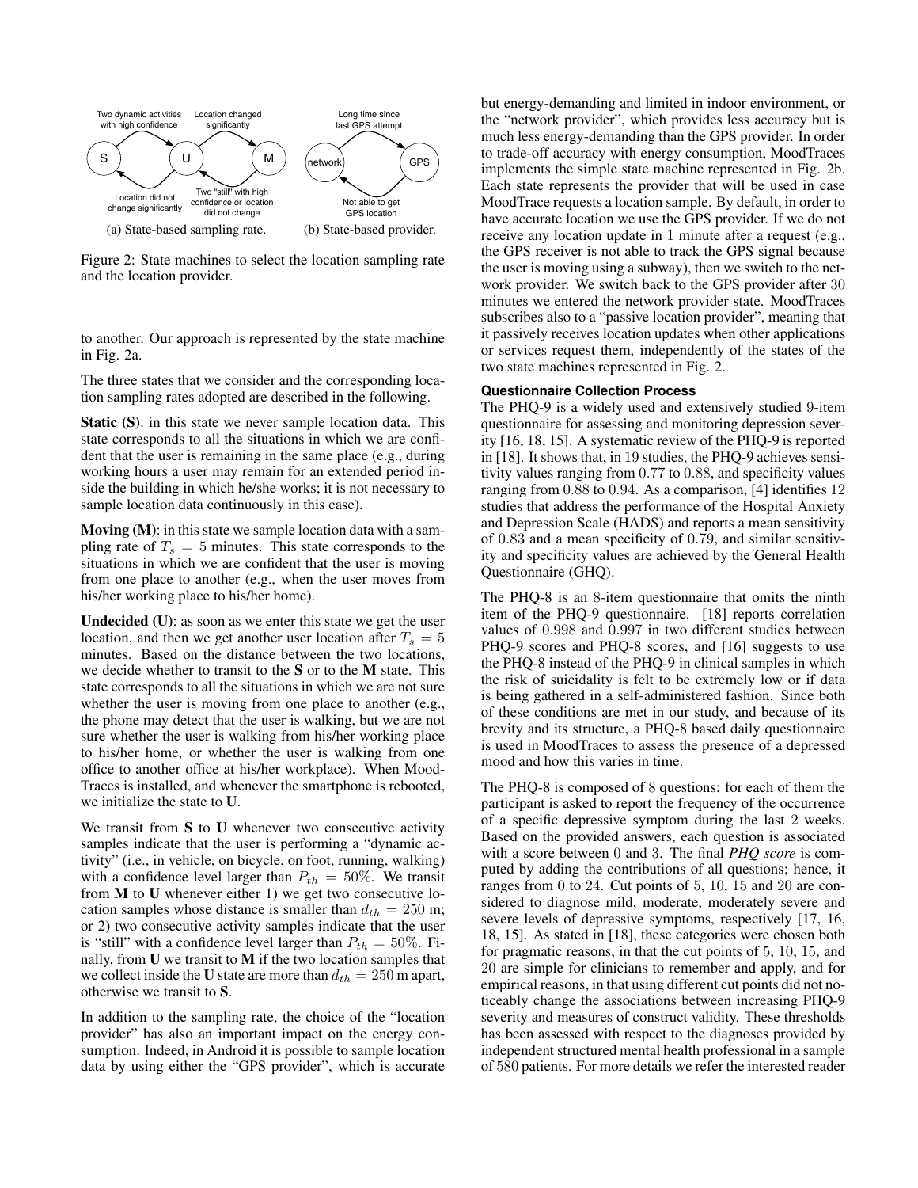Figure 2: State machines to select the location sampling rate and the location provider.

(a) State-based sampling rate. (b) State-based provider.

to another. Our approach is represented by the state machine in Fig. 2a.

The three states that we consider and the corresponding location sampling rates adopted are described in the following.

**Static (S)**: in this state we never sample location data. This state corresponds to all the situations in which we are confident that the user is remaining in the same place (e.g., during working hours a user may remain for an extended period inside the building in which he/she works; it is not necessary to sample location data continuously in this case).

**Moving (M)**: in this state we sample location data with a sampling rate of $T_s = 5$ minutes. This state corresponds to the situations in which we are confident that the user is moving from one place to another (e.g., when the user moves from his/her working place to his/her home).

**Undecided (U)**: as soon as we enter this state we get the user location, and then we get another user location after $T_s = 5$ minutes. Based on the distance between the two locations, we decide whether to transit to the **S** or to the **M** state. This state corresponds to all the situations in which we are not sure whether the user is moving from one place to another (e.g., the phone may detect that the user is walking, but we are not sure whether the user is walking from his/her working place to his/her home, or whether the user is walking from one office to another office at his/her workplace). When MoodTraces is installed, and whenever the smartphone is rebooted, we initialize the state to **U**.

We transit from **S** to **U** whenever two consecutive activity samples indicate that the user is performing a "dynamic activity" (i.e., in vehicle, on bicycle, on foot, running, walking) with a confidence level larger than $P_{th} = 50\%$. We transit from **M** to **U** whenever either 1) we get two consecutive location samples whose distance is smaller than $d_{th} = 250$ m; or 2) two consecutive activity samples indicate that the user is "still" with a confidence level larger than $P_{th} = 50\%$. Finally, from **U** we transit to **M** if the two location samples that we collect inside the **U** state are more than $d_{th} = 250$ m apart, otherwise we transit to **S**.

In addition to the sampling rate, the choice of the "location provider" has also an important impact on the energy consumption. Indeed, in Android it is possible to sample location data by using either the "GPS provider", which is accurate but energy-demanding and limited in indoor environment, or the "network provider", which provides less accuracy but is much less energy-demanding than the GPS provider. In order to trade-off accuracy with energy consumption, MoodTraces implements the simple state machine represented in Fig. 2b. Each state represents the provider that will be used in case MoodTrace requests a location sample. By default, in order to have accurate location we use the GPS provider. If we do not receive any location update in 1 minute after a request (e.g., the GPS receiver is not able to track the GPS signal because the user is moving using a subway), then we switch to the network provider. We switch back to the GPS provider after 30 minutes we entered the network provider state. MoodTraces subscribes also to a "passive location provider", meaning that it passively receives location updates when other applications or services request them, independently of the states of the two state machines represented in Fig. 2.

### Questionnaire Collection Process

The PHQ-9 is a widely used and extensively studied 9-item questionnaire for assessing and monitoring depression severity [16, 18, 15]. A systematic review of the PHQ-9 is reported in [18]. It shows that, in 19 studies, the PHQ-9 achieves sensitivity values ranging from 0.77 to 0.88, and specificity values ranging from 0.88 to 0.94. As a comparison, [4] identifies 12 studies that address the performance of the Hospital Anxiety and Depression Scale (HADS) and reports a mean sensitivity of 0.83 and a mean specificity of 0.79, and similar sensitivity and specificity values are achieved by the General Health Questionnaire (GHQ).

The PHQ-8 is an 8-item questionnaire that omits the ninth item of the PHQ-9 questionnaire. [18] reports correlation values of 0.998 and 0.997 in two different studies between PHQ-9 scores and PHQ-8 scores, and [16] suggests to use the PHQ-8 instead of the PHQ-9 in clinical samples in which the risk of suicidality is felt to be extremely low or if data is being gathered in a self-administered fashion. Since both of these conditions are met in our study, and because of its brevity and its structure, a PHQ-8 based daily questionnaire is used in MoodTraces to assess the presence of a depressed mood and how this varies in time.

The PHQ-8 is composed of 8 questions: for each of them the participant is asked to report the frequency of the occurrence of a specific depressive symptom during the last 2 weeks. Based on the provided answers, each question is associated with a score between 0 and 3. The final *PHQ score* is computed by adding the contributions of all questions; hence, it ranges from 0 to 24. Cut points of 5, 10, 15 and 20 are considered to diagnose mild, moderate, moderately severe and severe levels of depressive symptoms, respectively [17, 16, 18, 15]. As stated in [18], these categories were chosen both for pragmatic reasons, in that the cut points of 5, 10, 15, and 20 are simple for clinicians to remember and apply, and for empirical reasons, in that using different cut points did not noticeably change the associations between increasing PHQ-9 severity and measures of construct validity. These thresholds has been assessed with respect to the diagnoses provided by independent structured mental health professional in a sample of 580 patients. For more details we refer the interested reader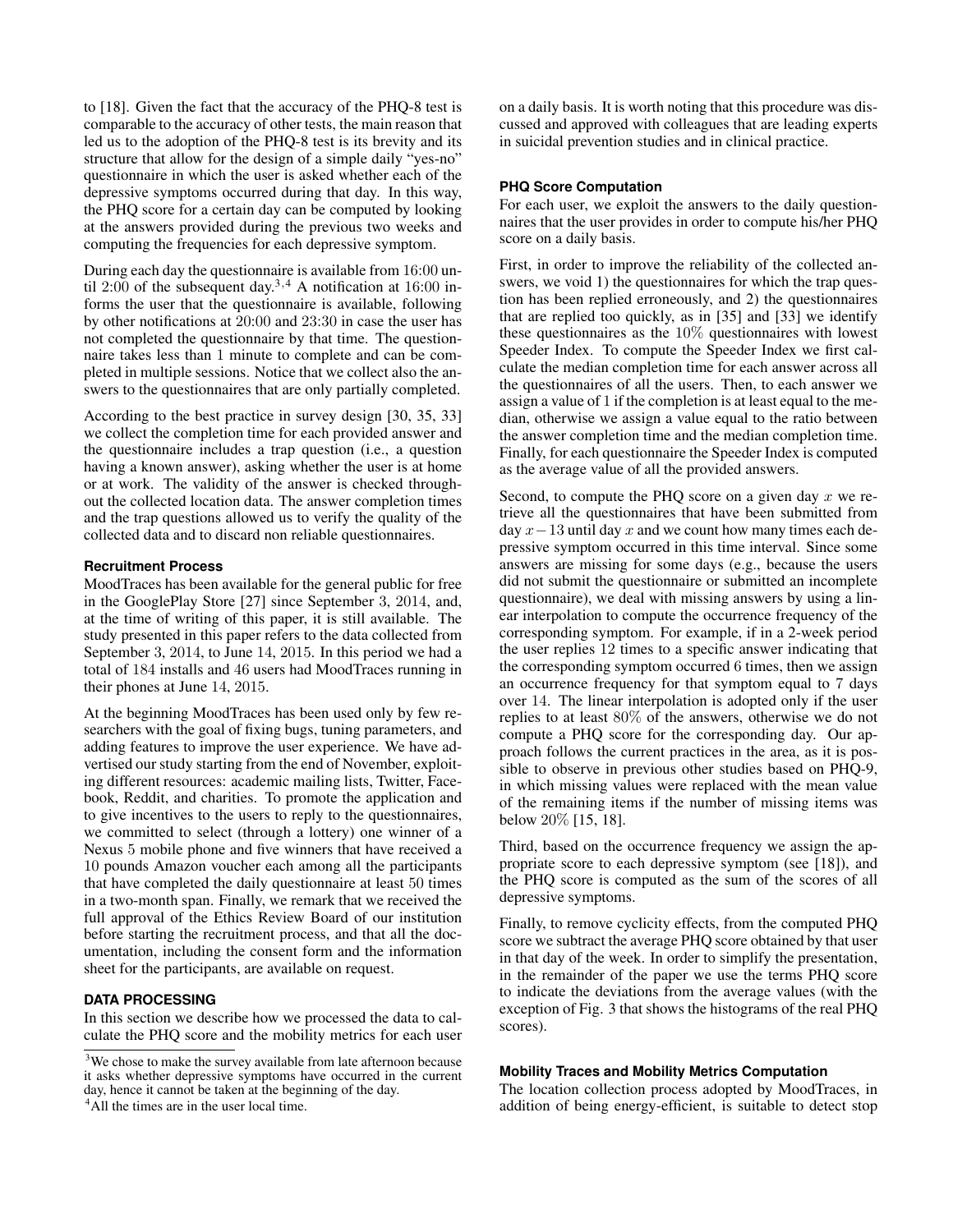to [18]. Given the fact that the accuracy of the PHQ-8 test is comparable to the accuracy of other tests, the main reason that led us to the adoption of the PHQ-8 test is its brevity and its structure that allow for the design of a simple daily "yes-no" questionnaire in which the user is asked whether each of the depressive symptoms occurred during that day. In this way, the PHQ score for a certain day can be computed by looking at the answers provided during the previous two weeks and computing the frequencies for each depressive symptom.

During each day the questionnaire is available from 16:00 until 2:00 of the subsequent day.[3,4] A notification at 16:00 informs the user that the questionnaire is available, following by other notifications at 20:00 and 23:30 in case the user has not completed the questionnaire by that time. The questionnaire takes less than 1 minute to complete and can be completed in multiple sessions. Notice that we collect also the answers to the questionnaires that are only partially completed.

According to the best practice in survey design [30, 35, 33] we collect the completion time for each provided answer and the questionnaire includes a trap question (i.e., a question having a known answer), asking whether the user is at home or at work. The validity of the answer is checked throughout the collected location data. The answer completion times and the trap questions allowed us to verify the quality of the collected data and to discard non reliable questionnaires.

### Recruitment Process

MoodTraces has been available for the general public for free in the GooglePlay Store [27] since September 3, 2014, and, at the time of writing of this paper, it is still available. The study presented in this paper refers to the data collected from September 3, 2014, to June 14, 2015. In this period we had a total of 184 installs and 46 users had MoodTraces running in their phones at June 14, 2015.

At the beginning MoodTraces has been used only by few researchers with the goal of fixing bugs, tuning parameters, and adding features to improve the user experience. We have advertised our study starting from the end of November, exploiting different resources: academic mailing lists, Twitter, Facebook, Reddit, and charities. To promote the application and to give incentives to the users to reply to the questionnaires, we committed to select (through a lottery) one winner of a Nexus 5 mobile phone and five winners that have received a 10 pounds Amazon voucher each among all the participants that have completed the daily questionnaire at least 50 times in a two-month span. Finally, we remark that we received the full approval of the Ethics Review Board of our institution before starting the recruitment process, and that all the documentation, including the consent form and the information sheet for the participants, are available on request.

## DATA PROCESSING

In this section we describe how we processed the data to calculate the PHQ score and the mobility metrics for each user on a daily basis. It is worth noting that this procedure was discussed and approved with colleagues that are leading experts in suicidal prevention studies and in clinical practice.

### PHQ Score Computation

For each user, we exploit the answers to the daily questionnaires that the user provides in order to compute his/her PHQ score on a daily basis.

First, in order to improve the reliability of the collected answers, we void 1) the questionnaires for which the trap question has been replied erroneously, and 2) the questionnaires that are replied too quickly, as in [35] and [33] we identify these questionnaires as the 10% questionnaires with lowest Speeder Index. To compute the Speeder Index we first calculate the median completion time for each answer across all the questionnaires of all the users. Then, to each answer we assign a value of 1 if the completion is at least equal to the median, otherwise we assign a value equal to the ratio between the answer completion time and the median completion time. Finally, for each questionnaire the Speeder Index is computed as the average value of all the provided answers.

Second, to compute the PHQ score on a given day $x$ we retrieve all the questionnaires that have been submitted from day $x-13$ until day $x$ and we count how many times each depressive symptom occurred in this time interval. Since some answers are missing for some days (e.g., because the users did not submit the questionnaire or submitted an incomplete questionnaire), we deal with missing answers by using a linear interpolation to compute the occurrence frequency of the corresponding symptom. For example, if in a 2-week period the user replies 12 times to a specific answer indicating that the corresponding symptom occurred 6 times, then we assign an occurrence frequency for that symptom equal to 7 days over 14. The linear interpolation is adopted only if the user replies to at least 80% of the answers, otherwise we do not compute a PHQ score for the corresponding day. Our approach follows the current practices in the area, as it is possible to observe in previous other studies based on PHQ-9, in which missing values were replaced with the mean value of the remaining items if the number of missing items was below 20% [15, 18].

Third, based on the occurrence frequency we assign the appropriate score to each depressive symptom (see [18]), and the PHQ score is computed as the sum of the scores of all depressive symptoms.

Finally, to remove cyclicity effects, from the computed PHQ score we subtract the average PHQ score obtained by that user in that day of the week. In order to simplify the presentation, in the remainder of the paper we use the terms PHQ score to indicate the deviations from the average values (with the exception of Fig. 3 that shows the histograms of the real PHQ scores).

### Mobility Traces and Mobility Metrics Computation

The location collection process adopted by MoodTraces, in addition of being energy-efficient, is suitable to detect stop

[3] We chose to make the survey available from late afternoon because it asks whether depressive symptoms have occurred in the current day, hence it cannot be taken at the beginning of the day.

[4] All the times are in the user local time.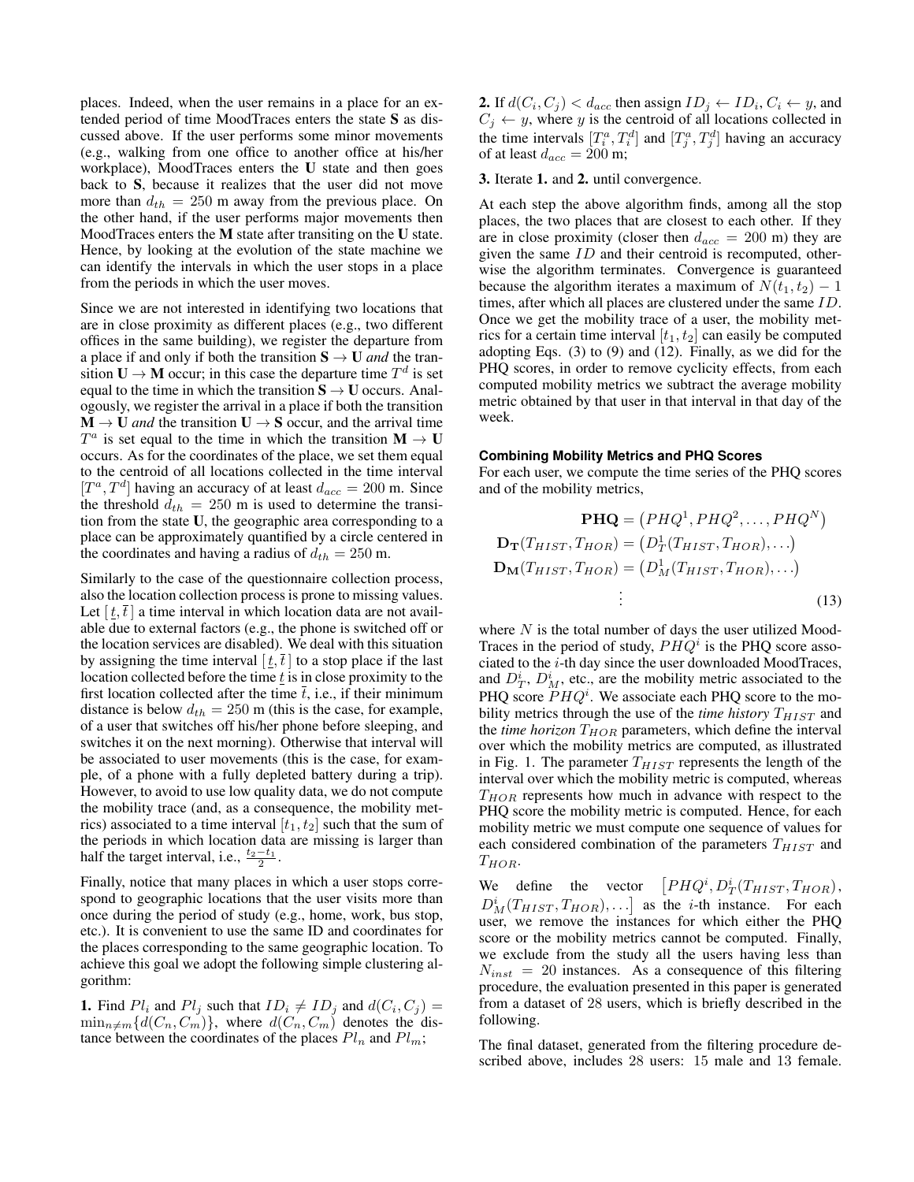places. Indeed, when the user remains in a place for an extended period of time MoodTraces enters the state **S** as discussed above. If the user performs some minor movements (e.g., walking from one office to another office at his/her workplace), MoodTraces enters the **U** state and then goes back to **S**, because it realizes that the user did not move more than $d_{th} = 250$ m away from the previous place. On the other hand, if the user performs major movements then MoodTraces enters the **M** state after transiting on the **U** state. Hence, by looking at the evolution of the state machine we can identify the intervals in which the user stops in a place from the periods in which the user moves.

Since we are not interested in identifying two locations that are in close proximity as different places (e.g., two different offices in the same building), we register the departure from a place if and only if both the transition $\mathbf{S} \rightarrow \mathbf{U}$ *and* the transition $\mathbf{U} \rightarrow \mathbf{M}$ occur; in this case the departure time $T^d$ is set equal to the time in which the transition $\mathbf{S} \rightarrow \mathbf{U}$ occurs. Analogously, we register the arrival in a place if both the transition $\mathbf{M} \rightarrow \mathbf{U}$ *and* the transition $\mathbf{U} \rightarrow \mathbf{S}$ occur, and the arrival time $T^a$ is set equal to the time in which the transition $\mathbf{M} \rightarrow \mathbf{U}$ occurs. As for the coordinates of the place, we set them equal to the centroid of all locations collected in the time interval $[T^a, T^d]$ having an accuracy of at least $d_{acc} = 200$ m. Since the threshold $d_{th} = 250$ m is used to determine the transition from the state **U**, the geographic area corresponding to a place can be approximately quantified by a circle centered in the coordinates and having a radius of $d_{th} = 250$ m.

Similarly to the case of the questionnaire collection process, also the location collection process is prone to missing values. Let $[\underline{t}, \overline{t}]$ a time interval in which location data are not available due to external factors (e.g., the phone is switched off or the location services are disabled). We deal with this situation by assigning the time interval $[\underline{t}, \overline{t}]$ to a stop place if the last location collected before the time $\underline{t}$ is in close proximity to the first location collected after the time $\overline{t}$, i.e., if their minimum distance is below $d_{th} = 250$ m (this is the case, for example, of a user that switches off his/her phone before sleeping, and switches it on the next morning). Otherwise that interval will be associated to user movements (this is the case, for example, of a phone with a fully depleted battery during a trip). However, to avoid to use low quality data, we do not compute the mobility trace (and, as a consequence, the mobility metrics) associated to a time interval $[t_1, t_2]$ such that the sum of the periods in which location data are missing is larger than half the target interval, i.e., $\frac{t_2 - t_1}{2}$.

Finally, notice that many places in which a user stops correspond to geographic locations that the user visits more than once during the period of study (e.g., home, work, bus stop, etc.). It is convenient to use the same ID and coordinates for the places corresponding to the same geographic location. To achieve this goal we adopt the following simple clustering algorithm:

**1.** Find $Pl_i$ and $Pl_j$ such that $ID_i \neq ID_j$ and $d(C_i, C_j) = \min_{n \neq m}\{d(C_n, C_m)\}$, where $d(C_n, C_m)$ denotes the distance between the coordinates of the places $Pl_n$ and $Pl_m$;

**2.** If $d(C_i, C_j) < d_{acc}$ then assign $ID_j \leftarrow ID_i, C_i \leftarrow y$, and $C_j \leftarrow y$, where $y$ is the centroid of all locations collected in the time intervals $[T_i^a, T_i^d]$ and $[T_j^a, T_j^d]$ having an accuracy of at least $d_{acc} = 200$ m;

**3.** Iterate **1.** and **2.** until convergence.

At each step the above algorithm finds, among all the stop places, the two places that are closest to each other. If they are in close proximity (closer then $d_{acc} = 200$ m) they are given the same $ID$ and their centroid is recomputed, otherwise the algorithm terminates. Convergence is guaranteed because the algorithm iterates a maximum of $N(t_1, t_2) - 1$ times, after which all places are clustered under the same $ID$. Once we get the mobility trace of a user, the mobility metrics for a certain time interval $[t_1, t_2]$ can easily be computed adopting Eqs. (3) to (9) and (12). Finally, as we did for the PHQ scores, in order to remove cyclicity effects, from each computed mobility metrics we subtract the average mobility metric obtained by that user in that interval in that day of the week.

#### Combining Mobility Metrics and PHQ Scores

For each user, we compute the time series of the PHQ scores and of the mobility metrics,

$$
\begin{aligned}
\mathbf{PHQ} &= \left(PHQ^1, PHQ^2, \ldots, PHQ^N\right) \\
\mathbf{D_T}(T_{HIST}, T_{HOR}) &= \left(D_T^1(T_{HIST}, T_{HOR}), \ldots\right) \\
\mathbf{D_M}(T_{HIST}, T_{HOR}) &= \left(D_M^1(T_{HIST}, T_{HOR}), \ldots\right) \\
&\vdots
\end{aligned} \tag{13}
$$

where $N$ is the total number of days the user utilized MoodTraces in the period of study, $PHQ^i$ is the PHQ score associated to the $i$-th day since the user downloaded MoodTraces, and $D_T^i$, $D_M^i$, etc., are the mobility metric associated to the PHQ score $PHQ^i$. We associate each PHQ score to the mobility metrics through the use of the *time history* $T_{HIST}$ and the *time horizon* $T_{HOR}$ parameters, which define the interval over which the mobility metrics are computed, as illustrated in Fig. 1. The parameter $T_{HIST}$ represents the length of the interval over which the mobility metric is computed, whereas $T_{HOR}$ represents how much in advance with respect to the PHQ score the mobility metric is computed. Hence, for each mobility metric we must compute one sequence of values for each considered combination of the parameters $T_{HIST}$ and $T_{HOR}$.

We define the vector $\left[PHQ^i, D_T^i(T_{HIST}, T_{HOR}), D_M^i(T_{HIST}, T_{HOR}), \ldots\right]$ as the $i$-th instance. For each user, we remove the instances for which either the PHQ score or the mobility metrics cannot be computed. Finally, we exclude from the study all the users having less than $N_{inst} = 20$ instances. As a consequence of this filtering procedure, the evaluation presented in this paper is generated from a dataset of 28 users, which is briefly described in the following.

The final dataset, generated from the filtering procedure described above, includes 28 users: 15 male and 13 female.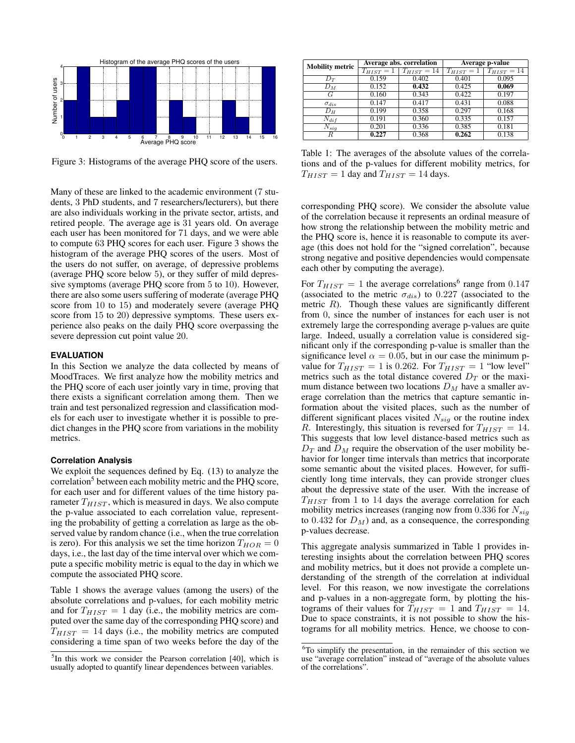Figure 3: Histograms of the average PHQ score of the users.

Many of these are linked to the academic environment (7 students, 3 PhD students, and 7 researchers/lecturers), but there are also individuals working in the private sector, artists, and retired people. The average age is 31 years old. On average each user has been monitored for 71 days, and we were able to compute 63 PHQ scores for each user. Figure 3 shows the histogram of the average PHQ scores of the users. Most of the users do not suffer, on average, of depressive problems (average PHQ score below 5), or they suffer of mild depressive symptoms (average PHQ score from 5 to 10). However, there are also some users suffering of moderate (average PHQ score from 10 to 15) and moderately severe (average PHQ score from 15 to 20) depressive symptoms. These users experience also peaks on the daily PHQ score overpassing the severe depression cut point value 20.

## EVALUATION

In this Section we analyze the data collected by means of MoodTraces. We first analyze how the mobility metrics and the PHQ score of each user jointly vary in time, proving that there exists a significant correlation among them. Then we train and test personalized regression and classification models for each user to investigate whether it is possible to predict changes in the PHQ score from variations in the mobility metrics.

### Correlation Analysis

We exploit the sequences defined by Eq. (13) to analyze the correlation[5] between each mobility metric and the PHQ score, for each user and for different values of the time history parameter $T_{HIST}$, which is measured in days. We also compute the p-value associated to each correlation value, representing the probability of getting a correlation as large as the observed value by random chance (i.e., when the true correlation is zero). For this analysis we set the time horizon $T_{HOR} = 0$ days, i.e., the last day of the time interval over which we compute a specific mobility metric is equal to the day in which we compute the associated PHQ score.

Table 1 shows the average values (among the users) of the absolute correlations and p-values, for each mobility metric and for $T_{HIST} = 1$ day (i.e., the mobility metrics are computed over the same day of the corresponding PHQ score) and $T_{HIST} = 14$ days (i.e., the mobility metrics are computed considering a time span of two weeks before the day of the corresponding PHQ score). We consider the absolute value of the correlation because it represents an ordinal measure of how strong the relationship between the mobility metric and the PHQ score is, hence it is reasonable to compute its average (this does not hold for the "signed correlation", because strong negative and positive dependencies would compensate each other by computing the average).

| Mobility metric | Average abs. correlation | | Average p-value | |
|---|---|---|---|---|
| | $T_{HIST} = 1$ | $T_{HIST} = 14$ | $T_{HIST} = 1$ | $T_{HIST} = 14$ |
| $D_T$ | 0.159 | 0.402 | 0.401 | 0.095 |
| $D_M$ | 0.152 | **0.432** | 0.425 | **0.069** |
| $G$ | 0.160 | 0.343 | 0.422 | 0.197 |
| $\sigma_{dis}$ | 0.147 | 0.417 | 0.431 | 0.088 |
| $D_H$ | 0.199 | 0.358 | 0.297 | 0.168 |
| $N_{dif}$ | 0.191 | 0.360 | 0.335 | 0.157 |
| $N_{sig}$ | 0.201 | 0.336 | 0.385 | 0.181 |
| $R$ | **0.227** | 0.368 | **0.262** | 0.138 |

Table 1: The averages of the absolute values of the correlations and of the p-values for different mobility metrics, for $T_{HIST} = 1$ day and $T_{HIST} = 14$ days.

For $T_{HIST} = 1$ the average correlations[6] range from 0.147 (associated to the metric $\sigma_{dis}$) to 0.227 (associated to the metric $R$). Though these values are significantly different from 0, since the number of instances for each user is not extremely large the corresponding average p-values are quite large. Indeed, usually a correlation value is considered significant only if the corresponding p-value is smaller than the significance level $\alpha = 0.05$, but in our case the minimum p-value for $T_{HIST} = 1$ is 0.262. For $T_{HIST} = 1$ "low level" metrics such as the total distance covered $D_T$ or the maximum distance between two locations $D_M$ have a smaller average correlation than the metrics that capture semantic information about the visited places, such as the number of different significant places visited $N_{sig}$ or the routine index $R$. Interestingly, this situation is reversed for $T_{HIST} = 14$. This suggests that low level distance-based metrics such as $D_T$ and $D_M$ require the observation of the user mobility behavior for longer time intervals than metrics that incorporate some semantic about the visited places. However, for sufficiently long time intervals, they can provide stronger clues about the depressive state of the user. With the increase of $T_{HIST}$ from 1 to 14 days the average correlation for each mobility metrics increases (ranging now from 0.336 for $N_{sig}$ to 0.432 for $D_M$) and, as a consequence, the corresponding p-values decrease.

This aggregate analysis summarized in Table 1 provides interesting insights about the correlation between PHQ scores and mobility metrics, but it does not provide a complete understanding of the strength of the correlation at individual level. For this reason, we now investigate the correlations and p-values in a non-aggregate form, by plotting the histograms of their values for $T_{HIST} = 1$ and $T_{HIST} = 14$. Due to space constraints, it is not possible to show the histograms for all mobility metrics. Hence, we choose to con-

[5] In this work we consider the Pearson correlation [40], which is usually adopted to quantify linear dependences between variables.

[6] To simplify the presentation, in the remainder of this section we use "average correlation" instead of "average of the absolute values of the correlations".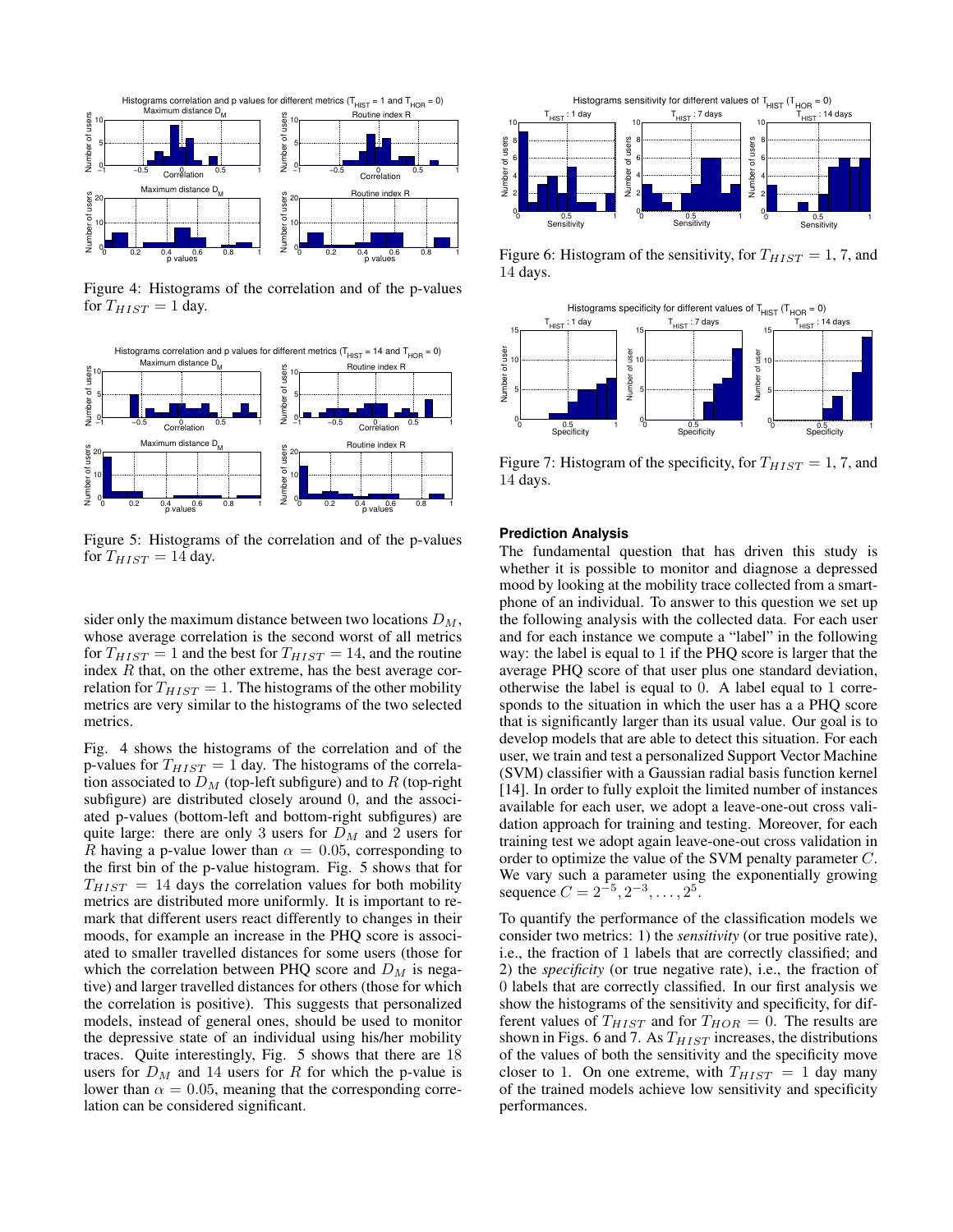Figure 4: Histograms of the correlation and of the p-values for $T_{HIST} = 1$ day.

Figure 5: Histograms of the correlation and of the p-values for $T_{HIST} = 14$ day.

sider only the maximum distance between two locations $D_M$, whose average correlation is the second worst of all metrics for $T_{HIST} = 1$ and the best for $T_{HIST} = 14$, and the routine index $R$ that, on the other extreme, has the best average correlation for $T_{HIST} = 1$. The histograms of the other mobility metrics are very similar to the histograms of the two selected metrics.

Fig. 4 shows the histograms of the correlation and of the p-values for $T_{HIST} = 1$ day. The histograms of the correlation associated to $D_M$ (top-left subfigure) and to $R$ (top-right subfigure) are distributed closely around 0, and the associated p-values (bottom-left and bottom-right subfigures) are quite large: there are only 3 users for $D_M$ and 2 users for $R$ having a p-value lower than $\alpha = 0.05$, corresponding to the first bin of the p-value histogram. Fig. 5 shows that for $T_{HIST} = 14$ days the correlation values for both mobility metrics are distributed more uniformly. It is important to remark that different users react differently to changes in their moods, for example an increase in the PHQ score is associated to smaller travelled distances for some users (those for which the correlation between PHQ score and $D_M$ is negative) and larger travelled distances for others (those for which the correlation is positive). This suggests that personalized models, instead of general ones, should be used to monitor the depressive state of an individual using his/her mobility traces. Quite interestingly, Fig. 5 shows that there are 18 users for $D_M$ and 14 users for $R$ for which the p-value is lower than $\alpha = 0.05$, meaning that the corresponding correlation can be considered significant.

Figure 6: Histogram of the sensitivity, for $T_{HIST} = 1$, 7, and 14 days.

Figure 7: Histogram of the specificity, for $T_{HIST} = 1$, 7, and 14 days.

#### Prediction Analysis

The fundamental question that has driven this study is whether it is possible to monitor and diagnose a depressed mood by looking at the mobility trace collected from a smartphone of an individual. To answer to this question we set up the following analysis with the collected data. For each user and for each instance we compute a "label" in the following way: the label is equal to 1 if the PHQ score is larger that the average PHQ score of that user plus one standard deviation, otherwise the label is equal to 0. A label equal to 1 corresponds to the situation in which the user has a a PHQ score that is significantly larger than its usual value. Our goal is to develop models that are able to detect this situation. For each user, we train and test a personalized Support Vector Machine (SVM) classifier with a Gaussian radial basis function kernel [14]. In order to fully exploit the limited number of instances available for each user, we adopt a leave-one-out cross validation approach for training and testing. Moreover, for each training test we adopt again leave-one-out cross validation in order to optimize the value of the SVM penalty parameter $C$. We vary such a parameter using the exponentially growing sequence $C = 2^{-5}, 2^{-3}, \ldots, 2^{5}$.

To quantify the performance of the classification models we consider two metrics: 1) the *sensitivity* (or true positive rate), i.e., the fraction of 1 labels that are correctly classified; and 2) the *specificity* (or true negative rate), i.e., the fraction of 0 labels that are correctly classified. In our first analysis we show the histograms of the sensitivity and specificity, for different values of $T_{HIST}$ and for $T_{HOR} = 0$. The results are shown in Figs. 6 and 7. As $T_{HIST}$ increases, the distributions of the values of both the sensitivity and the specificity move closer to 1. On one extreme, with $T_{HIST} = 1$ day many of the trained models achieve low sensitivity and specificity performances.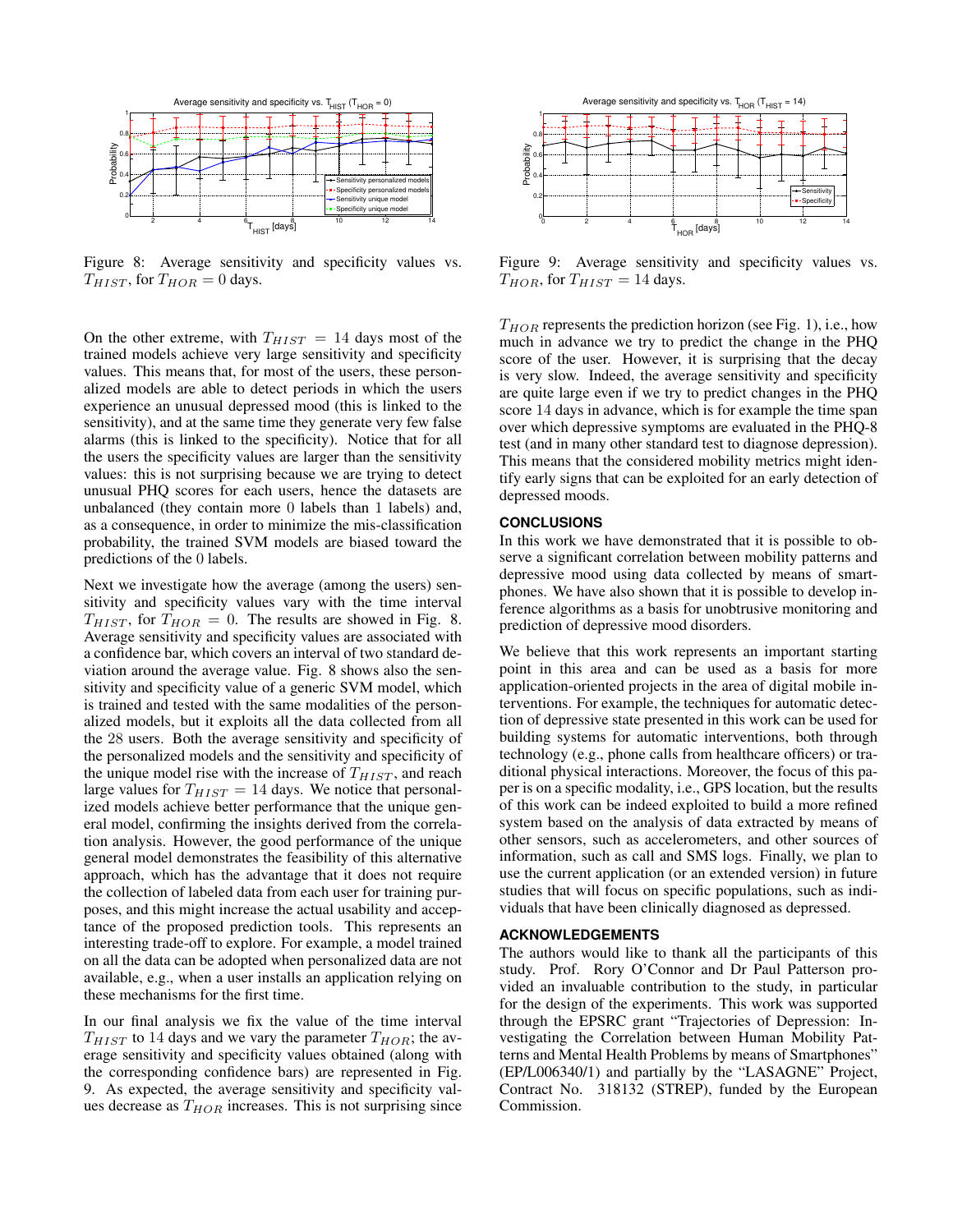Figure 8: Average sensitivity and specificity values vs. $T_{HIST}$, for $T_{HOR} = 0$ days.

Figure 9: Average sensitivity and specificity values vs. $T_{HOR}$, for $T_{HIST} = 14$ days.

On the other extreme, with $T_{HIST} = 14$ days most of the trained models achieve very large sensitivity and specificity values. This means that, for most of the users, these personalized models are able to detect periods in which the users experience an unusual depressed mood (this is linked to the sensitivity), and at the same time they generate very few false alarms (this is linked to the specificity). Notice that for all the users the specificity values are larger than the sensitivity values: this is not surprising because we are trying to detect unusual PHQ scores for each users, hence the datasets are unbalanced (they contain more 0 labels than 1 labels) and, as a consequence, in order to minimize the mis-classification probability, the trained SVM models are biased toward the predictions of the 0 labels.

Next we investigate how the average (among the users) sensitivity and specificity values vary with the time interval $T_{HIST}$, for $T_{HOR} = 0$. The results are showed in Fig. 8. Average sensitivity and specificity values are associated with a confidence bar, which covers an interval of two standard deviation around the average value. Fig. 8 shows also the sensitivity and specificity value of a generic SVM model, which is trained and tested with the same modalities of the personalized models, but it exploits all the data collected from all the 28 users. Both the average sensitivity and specificity of the personalized models and the sensitivity and specificity of the unique model rise with the increase of $T_{HIST}$, and reach large values for $T_{HIST} = 14$ days. We notice that personalized models achieve better performance that the unique general model, confirming the insights derived from the correlation analysis. However, the good performance of the unique general model demonstrates the feasibility of this alternative approach, which has the advantage that it does not require the collection of labeled data from each user for training purposes, and this might increase the actual usability and acceptance of the proposed prediction tools. This represents an interesting trade-off to explore. For example, a model trained on all the data can be adopted when personalized data are not available, e.g., when a user installs an application relying on these mechanisms for the first time.

In our final analysis we fix the value of the time interval $T_{HIST}$ to 14 days and we vary the parameter $T_{HOR}$; the average sensitivity and specificity values obtained (along with the corresponding confidence bars) are represented in Fig. 9. As expected, the average sensitivity and specificity values decrease as $T_{HOR}$ increases. This is not surprising since $T_{HOR}$ represents the prediction horizon (see Fig. 1), i.e., how much in advance we try to predict the change in the PHQ score of the user. However, it is surprising that the decay is very slow. Indeed, the average sensitivity and specificity are quite large even if we try to predict changes in the PHQ score 14 days in advance, which is for example the time span over which depressive symptoms are evaluated in the PHQ-8 test (and in many other standard test to diagnose depression). This means that the considered mobility metrics might identify early signs that can be exploited for an early detection of depressed moods.

## CONCLUSIONS

In this work we have demonstrated that it is possible to observe a significant correlation between mobility patterns and depressive mood using data collected by means of smartphones. We have also shown that it is possible to develop inference algorithms as a basis for unobtrusive monitoring and prediction of depressive mood disorders.

We believe that this work represents an important starting point in this area and can be used as a basis for more application-oriented projects in the area of digital mobile interventions. For example, the techniques for automatic detection of depressive state presented in this work can be used for building systems for automatic interventions, both through technology (e.g., phone calls from healthcare officers) or traditional physical interactions. Moreover, the focus of this paper is on a specific modality, i.e., GPS location, but the results of this work can be indeed exploited to build a more refined system based on the analysis of data extracted by means of other sensors, such as accelerometers, and other sources of information, such as call and SMS logs. Finally, we plan to use the current application (or an extended version) in future studies that will focus on specific populations, such as individuals that have been clinically diagnosed as depressed.

## ACKNOWLEDGEMENTS

The authors would like to thank all the participants of this study. Prof. Rory O'Connor and Dr Paul Patterson provided an invaluable contribution to the study, in particular for the design of the experiments. This work was supported through the EPSRC grant "Trajectories of Depression: Investigating the Correlation between Human Mobility Patterns and Mental Health Problems by means of Smartphones" (EP/L006340/1) and partially by the "LASAGNE" Project, Contract No. 318132 (STREP), funded by the European Commission.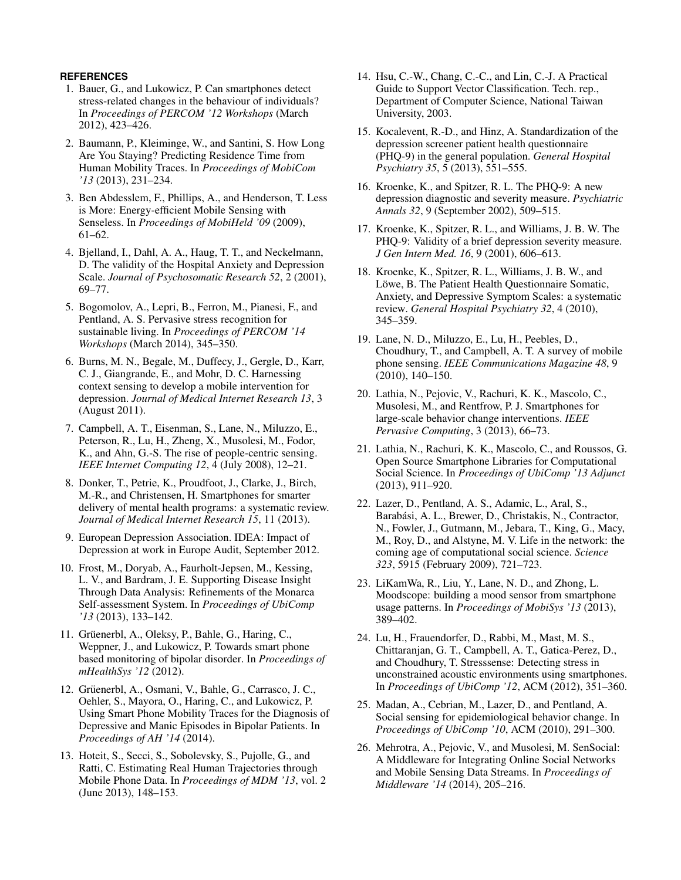## REFERENCES

1. Bauer, G., and Lukowicz, P. Can smartphones detect stress-related changes in the behaviour of individuals? In *Proceedings of PERCOM '12 Workshops* (March 2012), 423–426.
2. Baumann, P., Kleiminge, W., and Santini, S. How Long Are You Staying? Predicting Residence Time from Human Mobility Traces. In *Proceedings of MobiCom '13* (2013), 231–234.
3. Ben Abdesslem, F., Phillips, A., and Henderson, T. Less is More: Energy-efficient Mobile Sensing with Senseless. In *Proceedings of MobiHeld '09* (2009), 61–62.
4. Bjelland, I., Dahl, A. A., Haug, T. T., and Neckelmann, D. The validity of the Hospital Anxiety and Depression Scale. *Journal of Psychosomatic Research 52*, 2 (2001), 69–77.
5. Bogomolov, A., Lepri, B., Ferron, M., Pianesi, F., and Pentland, A. S. Pervasive stress recognition for sustainable living. In *Proceedings of PERCOM '14 Workshops* (March 2014), 345–350.
6. Burns, M. N., Begale, M., Duffecy, J., Gergle, D., Karr, C. J., Giangrande, E., and Mohr, D. C. Harnessing context sensing to develop a mobile intervention for depression. *Journal of Medical Internet Research 13*, 3 (August 2011).
7. Campbell, A. T., Eisenman, S., Lane, N., Miluzzo, E., Peterson, R., Lu, H., Zheng, X., Musolesi, M., Fodor, K., and Ahn, G.-S. The rise of people-centric sensing. *IEEE Internet Computing 12*, 4 (July 2008), 12–21.
8. Donker, T., Petrie, K., Proudfoot, J., Clarke, J., Birch, M.-R., and Christensen, H. Smartphones for smarter delivery of mental health programs: a systematic review. *Journal of Medical Internet Research 15*, 11 (2013).
9. European Depression Association. IDEA: Impact of Depression at work in Europe Audit, September 2012.
10. Frost, M., Doryab, A., Faurholt-Jepsen, M., Kessing, L. V., and Bardram, J. E. Supporting Disease Insight Through Data Analysis: Refinements of the Monarca Self-assessment System. In *Proceedings of UbiComp '13* (2013), 133–142.
11. Grüenerbl, A., Oleksy, P., Bahle, G., Haring, C., Weppner, J., and Lukowicz, P. Towards smart phone based monitoring of bipolar disorder. In *Proceedings of mHealthSys '12* (2012).
12. Grüenerbl, A., Osmani, V., Bahle, G., Carrasco, J. C., Oehler, S., Mayora, O., Haring, C., and Lukowicz, P. Using Smart Phone Mobility Traces for the Diagnosis of Depressive and Manic Episodes in Bipolar Patients. In *Proceedings of AH '14* (2014).
13. Hoteit, S., Secci, S., Sobolevsky, S., Pujolle, G., and Ratti, C. Estimating Real Human Trajectories through Mobile Phone Data. In *Proceedings of MDM '13*, vol. 2 (June 2013), 148–153.
14. Hsu, C.-W., Chang, C.-C., and Lin, C.-J. A Practical Guide to Support Vector Classification. Tech. rep., Department of Computer Science, National Taiwan University, 2003.
15. Kocalevent, R.-D., and Hinz, A. Standardization of the depression screener patient health questionnaire (PHQ-9) in the general population. *General Hospital Psychiatry 35*, 5 (2013), 551–555.
16. Kroenke, K., and Spitzer, R. L. The PHQ-9: A new depression diagnostic and severity measure. *Psychiatric Annals 32*, 9 (September 2002), 509–515.
17. Kroenke, K., Spitzer, R. L., and Williams, J. B. W. The PHQ-9: Validity of a brief depression severity measure. *J Gen Intern Med. 16*, 9 (2001), 606–613.
18. Kroenke, K., Spitzer, R. L., Williams, J. B. W., and Löwe, B. The Patient Health Questionnaire Somatic, Anxiety, and Depressive Symptom Scales: a systematic review. *General Hospital Psychiatry 32*, 4 (2010), 345–359.
19. Lane, N. D., Miluzzo, E., Lu, H., Peebles, D., Choudhury, T., and Campbell, A. T. A survey of mobile phone sensing. *IEEE Communications Magazine 48*, 9 (2010), 140–150.
20. Lathia, N., Pejovic, V., Rachuri, K. K., Mascolo, C., Musolesi, M., and Rentfrow, P. J. Smartphones for large-scale behavior change interventions. *IEEE Pervasive Computing*, 3 (2013), 66–73.
21. Lathia, N., Rachuri, K. K., Mascolo, C., and Roussos, G. Open Source Smartphone Libraries for Computational Social Science. In *Proceedings of UbiComp '13 Adjunct* (2013), 911–920.
22. Lazer, D., Pentland, A. S., Adamic, L., Aral, S., Barabási, A. L., Brewer, D., Christakis, N., Contractor, N., Fowler, J., Gutmann, M., Jebara, T., King, G., Macy, M., Roy, D., and Alstyne, M. V. Life in the network: the coming age of computational social science. *Science 323*, 5915 (February 2009), 721–723.
23. LiKamWa, R., Liu, Y., Lane, N. D., and Zhong, L. Moodscope: building a mood sensor from smartphone usage patterns. In *Proceedings of MobiSys '13* (2013), 389–402.
24. Lu, H., Frauendorfer, D., Rabbi, M., Mast, M. S., Chittaranjan, G. T., Campbell, A. T., Gatica-Perez, D., and Choudhury, T. Stresssense: Detecting stress in unconstrained acoustic environments using smartphones. In *Proceedings of UbiComp '12*, ACM (2012), 351–360.
25. Madan, A., Cebrian, M., Lazer, D., and Pentland, A. Social sensing for epidemiological behavior change. In *Proceedings of UbiComp '10*, ACM (2010), 291–300.
26. Mehrotra, A., Pejovic, V., and Musolesi, M. SenSocial: A Middleware for Integrating Online Social Networks and Mobile Sensing Data Streams. In *Proceedings of Middleware '14* (2014), 205–216.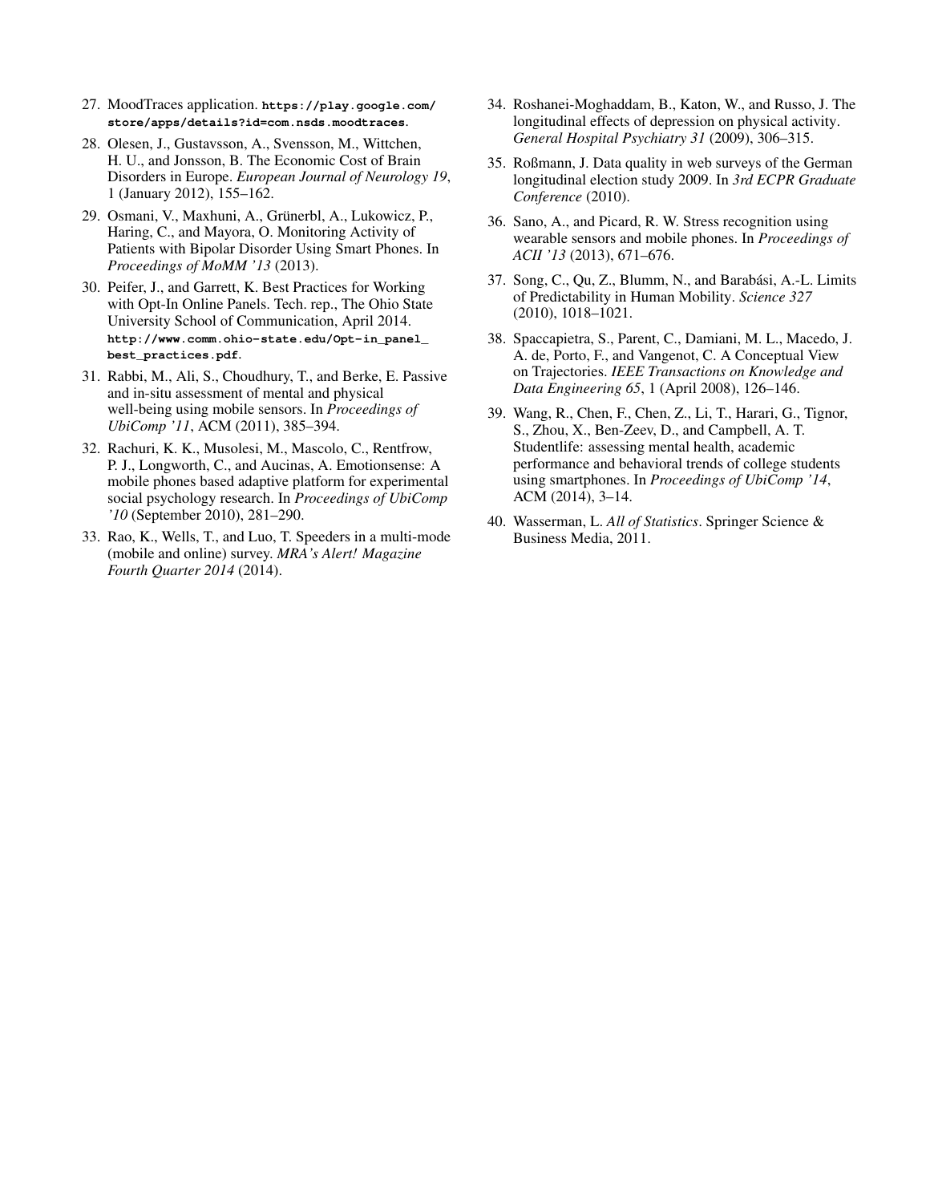27. MoodTraces application. `https://play.google.com/store/apps/details?id=com.nsds.moodtraces`.

28. Olesen, J., Gustavsson, A., Svensson, M., Wittchen, H. U., and Jonsson, B. The Economic Cost of Brain Disorders in Europe. *European Journal of Neurology 19*, 1 (January 2012), 155–162.

29. Osmani, V., Maxhuni, A., Grünerbl, A., Lukowicz, P., Haring, C., and Mayora, O. Monitoring Activity of Patients with Bipolar Disorder Using Smart Phones. In *Proceedings of MoMM '13* (2013).

30. Peifer, J., and Garrett, K. Best Practices for Working with Opt-In Online Panels. Tech. rep., The Ohio State University School of Communication, April 2014. `http://www.comm.ohio-state.edu/Opt-in_panel_best_practices.pdf`.

31. Rabbi, M., Ali, S., Choudhury, T., and Berke, E. Passive and in-situ assessment of mental and physical well-being using mobile sensors. In *Proceedings of UbiComp '11*, ACM (2011), 385–394.

32. Rachuri, K. K., Musolesi, M., Mascolo, C., Rentfrow, P. J., Longworth, C., and Aucinas, A. Emotionsense: A mobile phones based adaptive platform for experimental social psychology research. In *Proceedings of UbiComp '10* (September 2010), 281–290.

33. Rao, K., Wells, T., and Luo, T. Speeders in a multi-mode (mobile and online) survey. *MRA's Alert! Magazine Fourth Quarter 2014* (2014).

34. Roshanei-Moghaddam, B., Katon, W., and Russo, J. The longitudinal effects of depression on physical activity. *General Hospital Psychiatry 31* (2009), 306–315.

35. Roßmann, J. Data quality in web surveys of the German longitudinal election study 2009. In *3rd ECPR Graduate Conference* (2010).

36. Sano, A., and Picard, R. W. Stress recognition using wearable sensors and mobile phones. In *Proceedings of ACII '13* (2013), 671–676.

37. Song, C., Qu, Z., Blumm, N., and Barabási, A.-L. Limits of Predictability in Human Mobility. *Science 327* (2010), 1018–1021.

38. Spaccapietra, S., Parent, C., Damiani, M. L., Macedo, J. A. de, Porto, F., and Vangenot, C. A Conceptual View on Trajectories. *IEEE Transactions on Knowledge and Data Engineering 65*, 1 (April 2008), 126–146.

39. Wang, R., Chen, F., Chen, Z., Li, T., Harari, G., Tignor, S., Zhou, X., Ben-Zeev, D., and Campbell, A. T. Studentlife: assessing mental health, academic performance and behavioral trends of college students using smartphones. In *Proceedings of UbiComp '14*, ACM (2014), 3–14.

40. Wasserman, L. *All of Statistics*. Springer Science & Business Media, 2011.